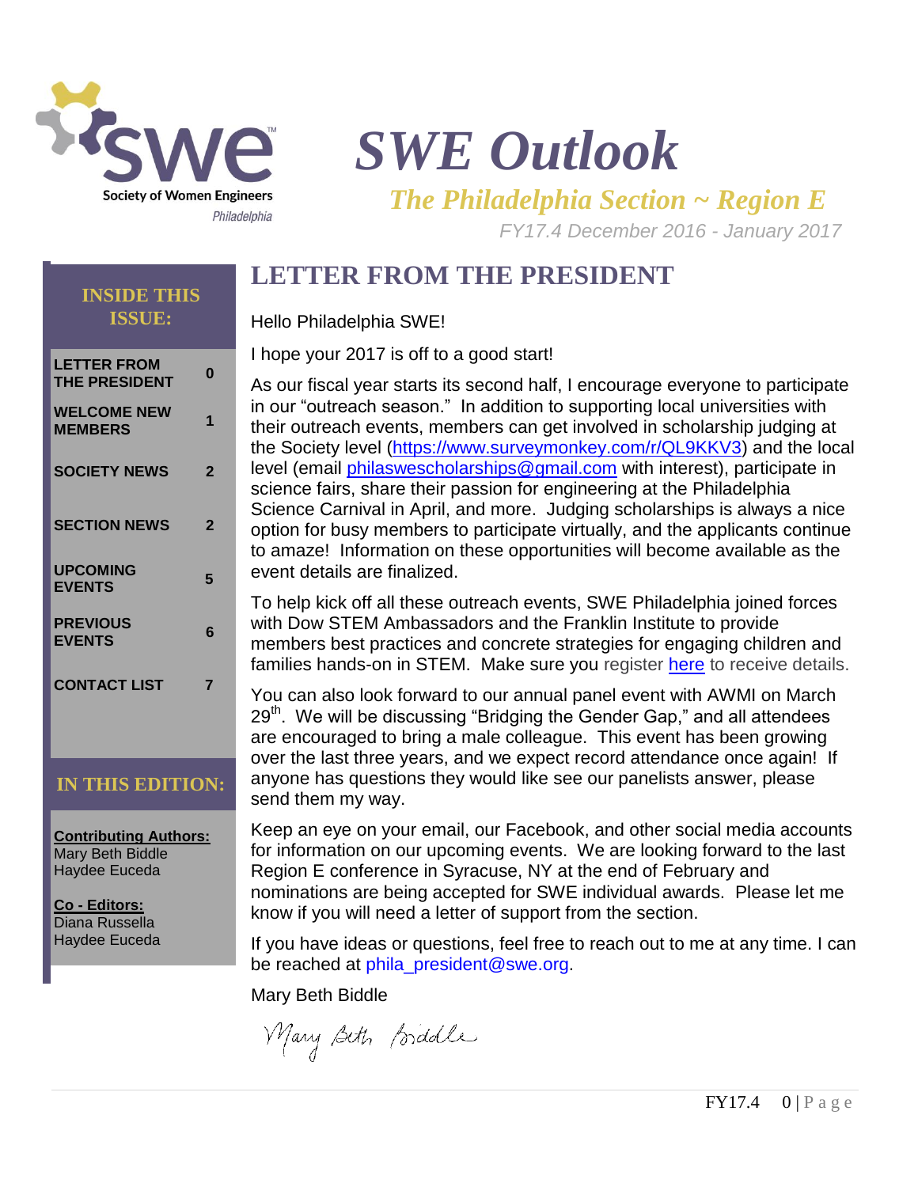Society of Women Engineers
Philadelphia

# SWE Outlook

## *The Philadelphia Section ~ Region E*

*FY17.4 December 2016 - January 2017*

**INSIDE THIS ISSUE:**

| | |
|---|---|
| LETTER FROM THE PRESIDENT | 0 |
| WELCOME NEW MEMBERS | 1 |
| SOCIETY NEWS | 2 |
| SECTION NEWS | 2 |
| UPCOMING EVENTS | 5 |
| PREVIOUS EVENTS | 6 |
| CONTACT LIST | 7 |

**IN THIS EDITION:**

**Contributing Authors:**
Mary Beth Biddle
Haydee Euceda

**Co - Editors:**
Diana Russella
Haydee Euceda

## LETTER FROM THE PRESIDENT

Hello Philadelphia SWE!

I hope your 2017 is off to a good start!

As our fiscal year starts its second half, I encourage everyone to participate in our "outreach season." In addition to supporting local universities with their outreach events, members can get involved in scholarship judging at the Society level (https://www.surveymonkey.com/r/QL9KKV3) and the local level (email philaswescholarships@gmail.com with interest), participate in science fairs, share their passion for engineering at the Philadelphia Science Carnival in April, and more. Judging scholarships is always a nice option for busy members to participate virtually, and the applicants continue to amaze! Information on these opportunities will become available as the event details are finalized.

To help kick off all these outreach events, SWE Philadelphia joined forces with Dow STEM Ambassadors and the Franklin Institute to provide members best practices and concrete strategies for engaging children and families hands-on in STEM. Make sure you register here to receive details.

You can also look forward to our annual panel event with AWMI on March 29th. We will be discussing "Bridging the Gender Gap," and all attendees are encouraged to bring a male colleague. This event has been growing over the last three years, and we expect record attendance once again! If anyone has questions they would like see our panelists answer, please send them my way.

Keep an eye on your email, our Facebook, and other social media accounts for information on our upcoming events. We are looking forward to the last Region E conference in Syracuse, NY at the end of February and nominations are being accepted for SWE individual awards. Please let me know if you will need a letter of support from the section.

If you have ideas or questions, feel free to reach out to me at any time. I can be reached at phila_president@swe.org.

Mary Beth Biddle

*Mary Beth Biddle*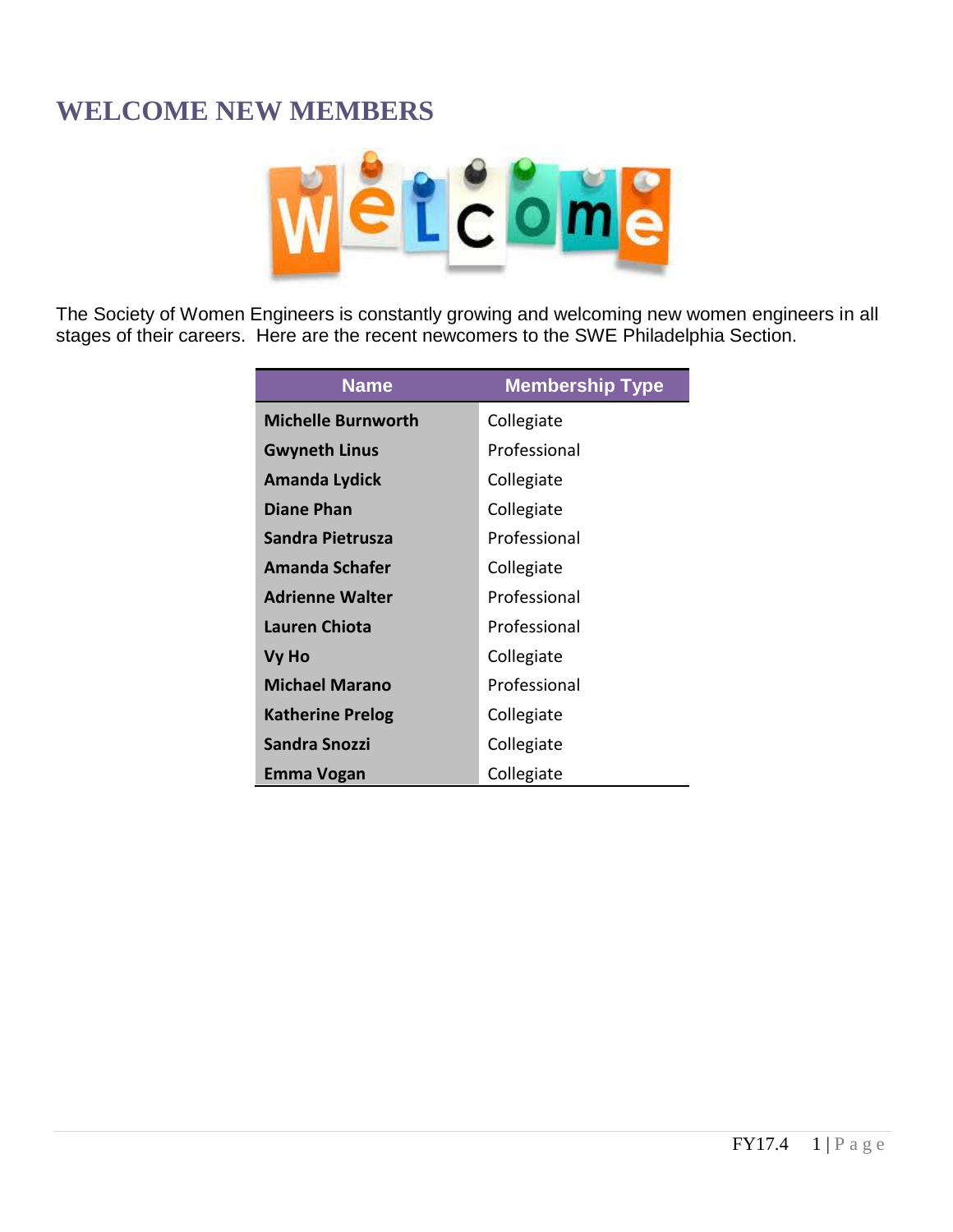# WELCOME NEW MEMBERS

The Society of Women Engineers is constantly growing and welcoming new women engineers in all stages of their careers.  Here are the recent newcomers to the SWE Philadelphia Section.

| Name | Membership Type |
|---|---|
| **Michelle Burnworth** | Collegiate |
| **Gwyneth Linus** | Professional |
| **Amanda Lydick** | Collegiate |
| **Diane Phan** | Collegiate |
| **Sandra Pietrusza** | Professional |
| **Amanda Schafer** | Collegiate |
| **Adrienne Walter** | Professional |
| **Lauren Chiota** | Professional |
| **Vy Ho** | Collegiate |
| **Michael Marano** | Professional |
| **Katherine Prelog** | Collegiate |
| **Sandra Snozzi** | Collegiate |
| **Emma Vogan** | Collegiate |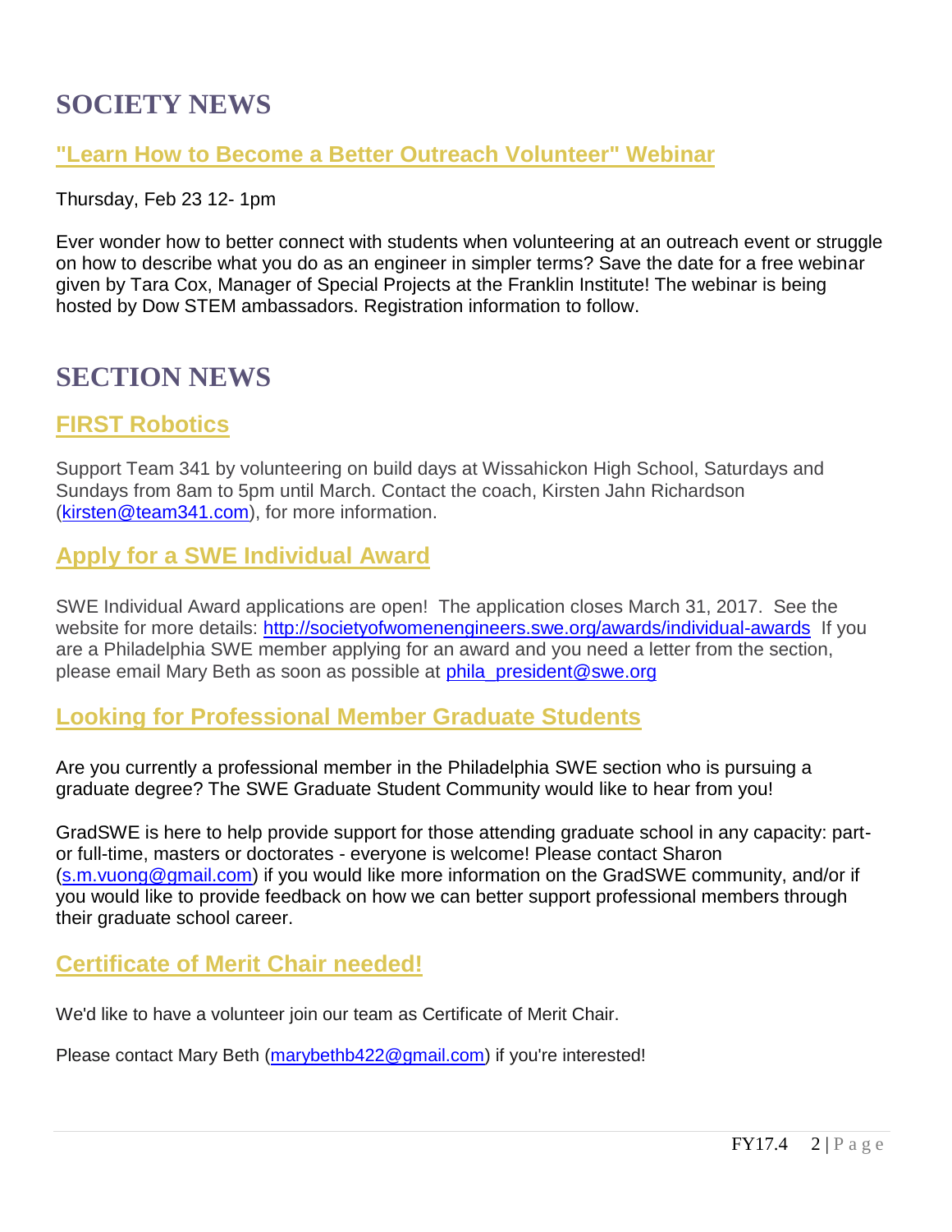# SOCIETY NEWS

## "Learn How to Become a Better Outreach Volunteer" Webinar

Thursday, Feb 23 12- 1pm

Ever wonder how to better connect with students when volunteering at an outreach event or struggle on how to describe what you do as an engineer in simpler terms? Save the date for a free webinar given by Tara Cox, Manager of Special Projects at the Franklin Institute! The webinar is being hosted by Dow STEM ambassadors. Registration information to follow.

# SECTION NEWS

## FIRST Robotics

Support Team 341 by volunteering on build days at Wissahickon High School, Saturdays and Sundays from 8am to 5pm until March. Contact the coach, Kirsten Jahn Richardson (kirsten@team341.com), for more information.

## Apply for a SWE Individual Award

SWE Individual Award applications are open! The application closes March 31, 2017. See the website for more details: http://societyofwomenengineers.swe.org/awards/individual-awards If you are a Philadelphia SWE member applying for an award and you need a letter from the section, please email Mary Beth as soon as possible at phila_president@swe.org

## Looking for Professional Member Graduate Students

Are you currently a professional member in the Philadelphia SWE section who is pursuing a graduate degree? The SWE Graduate Student Community would like to hear from you!

GradSWE is here to help provide support for those attending graduate school in any capacity: part- or full-time, masters or doctorates - everyone is welcome! Please contact Sharon (s.m.vuong@gmail.com) if you would like more information on the GradSWE community, and/or if you would like to provide feedback on how we can better support professional members through their graduate school career.

## Certificate of Merit Chair needed!

We'd like to have a volunteer join our team as Certificate of Merit Chair.

Please contact Mary Beth (marybethb422@gmail.com) if you're interested!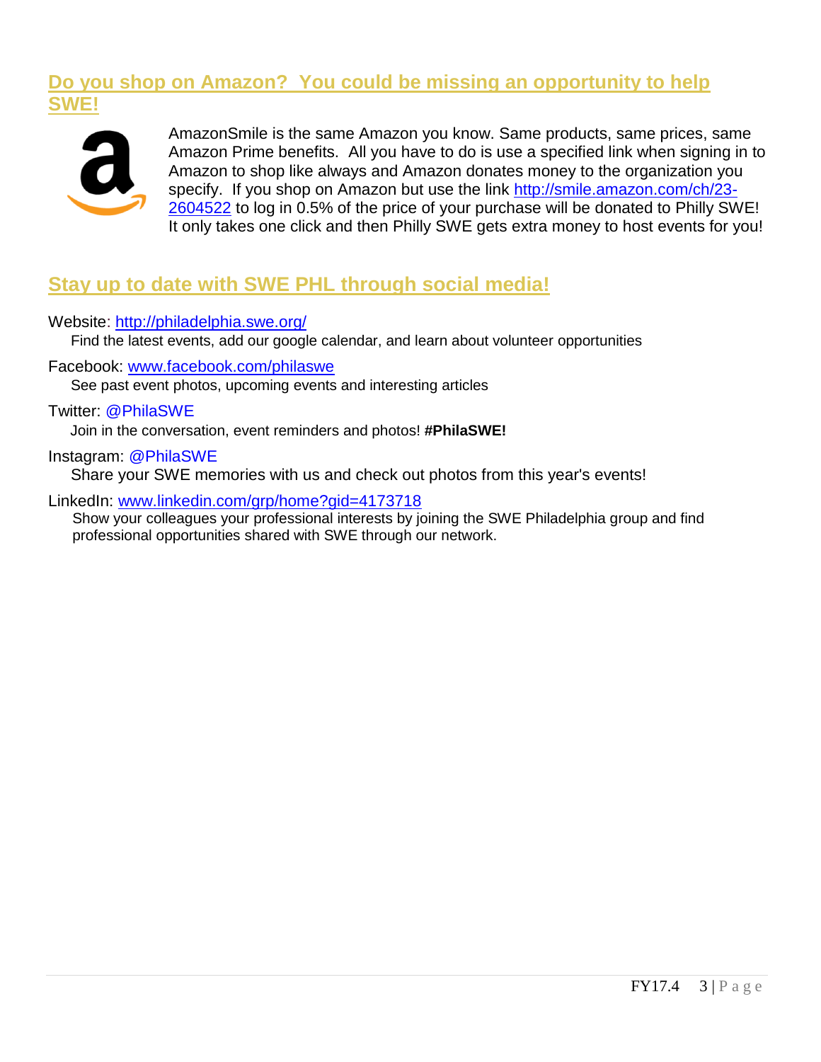## Do you shop on Amazon? You could be missing an opportunity to help SWE!

AmazonSmile is the same Amazon you know. Same products, same prices, same Amazon Prime benefits. All you have to do is use a specified link when signing in to Amazon to shop like always and Amazon donates money to the organization you specify. If you shop on Amazon but use the link http://smile.amazon.com/ch/23-2604522 to log in 0.5% of the price of your purchase will be donated to Philly SWE! It only takes one click and then Philly SWE gets extra money to host events for you!

## Stay up to date with SWE PHL through social media!

Website: http://philadelphia.swe.org/

Find the latest events, add our google calendar, and learn about volunteer opportunities

Facebook: www.facebook.com/philaswe

See past event photos, upcoming events and interesting articles

Twitter: @PhilaSWE

Join in the conversation, event reminders and photos! **#PhilaSWE!**

Instagram: @PhilaSWE

Share your SWE memories with us and check out photos from this year's events!

LinkedIn: www.linkedin.com/grp/home?gid=4173718

Show your colleagues your professional interests by joining the SWE Philadelphia group and find professional opportunities shared with SWE through our network.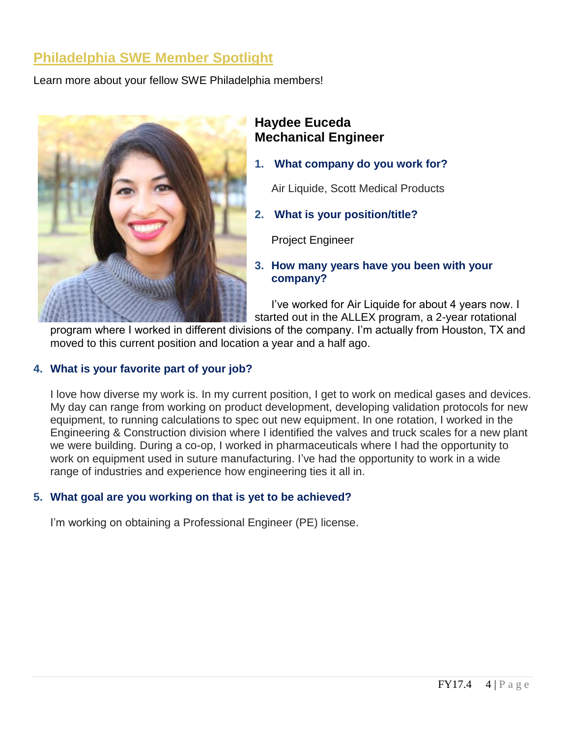## Philadelphia SWE Member Spotlight

Learn more about your fellow SWE Philadelphia members!

### Haydee Euceda
### Mechanical Engineer

1. **What company do you work for?**

   Air Liquide, Scott Medical Products

2. **What is your position/title?**

   Project Engineer

3. **How many years have you been with your company?**

   I've worked for Air Liquide for about 4 years now. I started out in the ALLEX program, a 2-year rotational program where I worked in different divisions of the company. I'm actually from Houston, TX and moved to this current position and location a year and a half ago.

4. **What is your favorite part of your job?**

   I love how diverse my work is. In my current position, I get to work on medical gases and devices. My day can range from working on product development, developing validation protocols for new equipment, to running calculations to spec out new equipment. In one rotation, I worked in the Engineering & Construction division where I identified the valves and truck scales for a new plant we were building. During a co-op, I worked in pharmaceuticals where I had the opportunity to work on equipment used in suture manufacturing. I've had the opportunity to work in a wide range of industries and experience how engineering ties it all in.

5. **What goal are you working on that is yet to be achieved?**

   I'm working on obtaining a Professional Engineer (PE) license.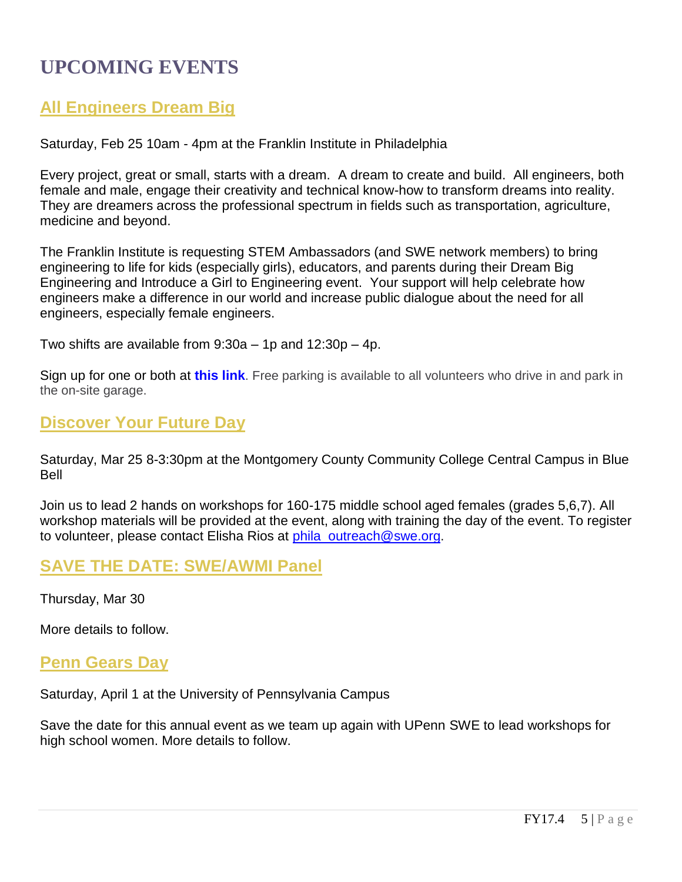# UPCOMING EVENTS

## All Engineers Dream Big

Saturday, Feb 25 10am - 4pm at the Franklin Institute in Philadelphia

Every project, great or small, starts with a dream. A dream to create and build. All engineers, both female and male, engage their creativity and technical know-how to transform dreams into reality. They are dreamers across the professional spectrum in fields such as transportation, agriculture, medicine and beyond.

The Franklin Institute is requesting STEM Ambassadors (and SWE network members) to bring engineering to life for kids (especially girls), educators, and parents during their Dream Big Engineering and Introduce a Girl to Engineering event. Your support will help celebrate how engineers make a difference in our world and increase public dialogue about the need for all engineers, especially female engineers.

Two shifts are available from 9:30a – 1p and 12:30p – 4p.

Sign up for one or both at **this link**. Free parking is available to all volunteers who drive in and park in the on-site garage.

## Discover Your Future Day

Saturday, Mar 25 8-3:30pm at the Montgomery County Community College Central Campus in Blue Bell

Join us to lead 2 hands on workshops for 160-175 middle school aged females (grades 5,6,7). All workshop materials will be provided at the event, along with training the day of the event. To register to volunteer, please contact Elisha Rios at phila_outreach@swe.org.

## SAVE THE DATE: SWE/AWMI Panel

Thursday, Mar 30

More details to follow.

## Penn Gears Day

Saturday, April 1 at the University of Pennsylvania Campus

Save the date for this annual event as we team up again with UPenn SWE to lead workshops for high school women. More details to follow.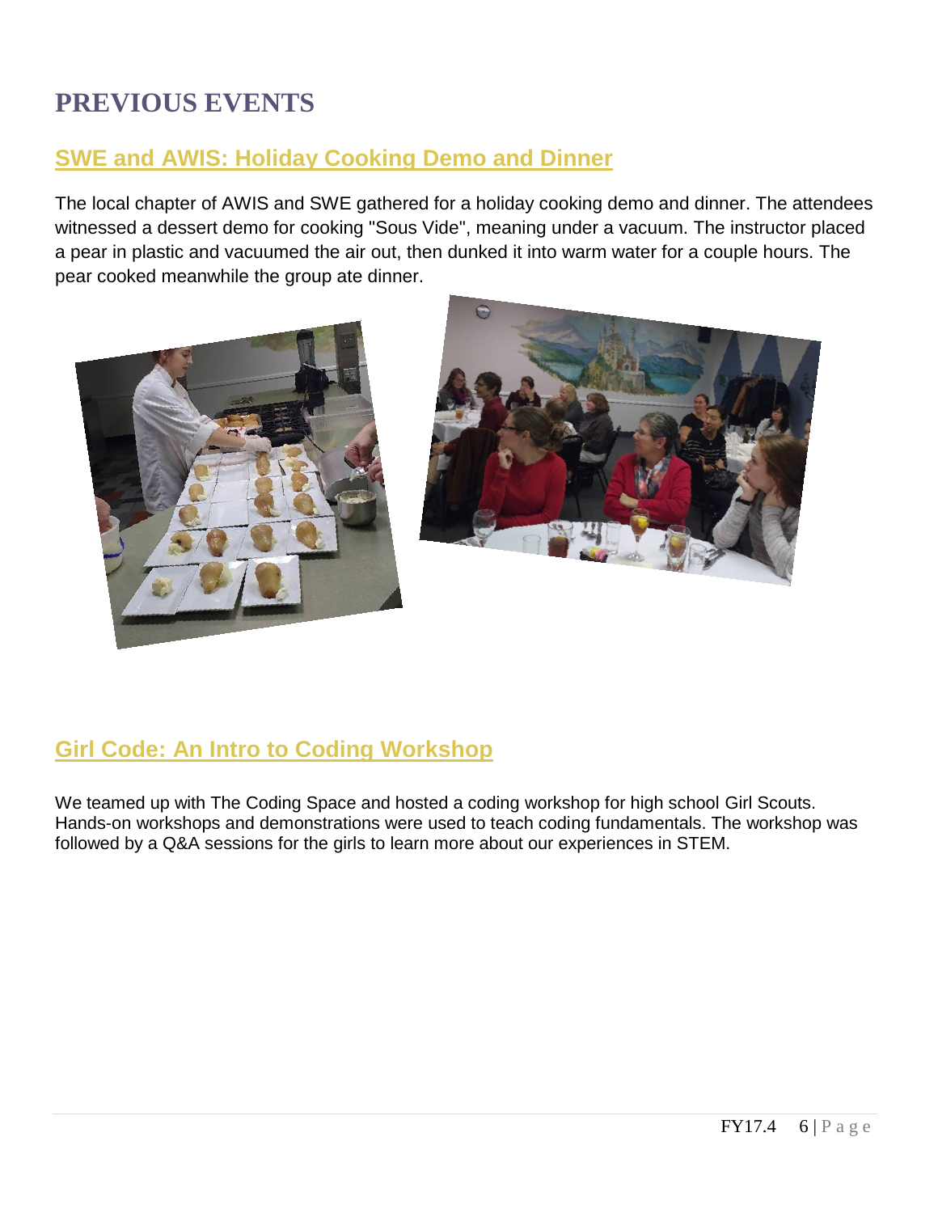# PREVIOUS EVENTS

## SWE and AWIS: Holiday Cooking Demo and Dinner

The local chapter of AWIS and SWE gathered for a holiday cooking demo and dinner. The attendees witnessed a dessert demo for cooking "Sous Vide", meaning under a vacuum. The instructor placed a pear in plastic and vacuumed the air out, then dunked it into warm water for a couple hours. The pear cooked meanwhile the group ate dinner.

## Girl Code: An Intro to Coding Workshop

We teamed up with The Coding Space and hosted a coding workshop for high school Girl Scouts. Hands-on workshops and demonstrations were used to teach coding fundamentals. The workshop was followed by a Q&A sessions for the girls to learn more about our experiences in STEM.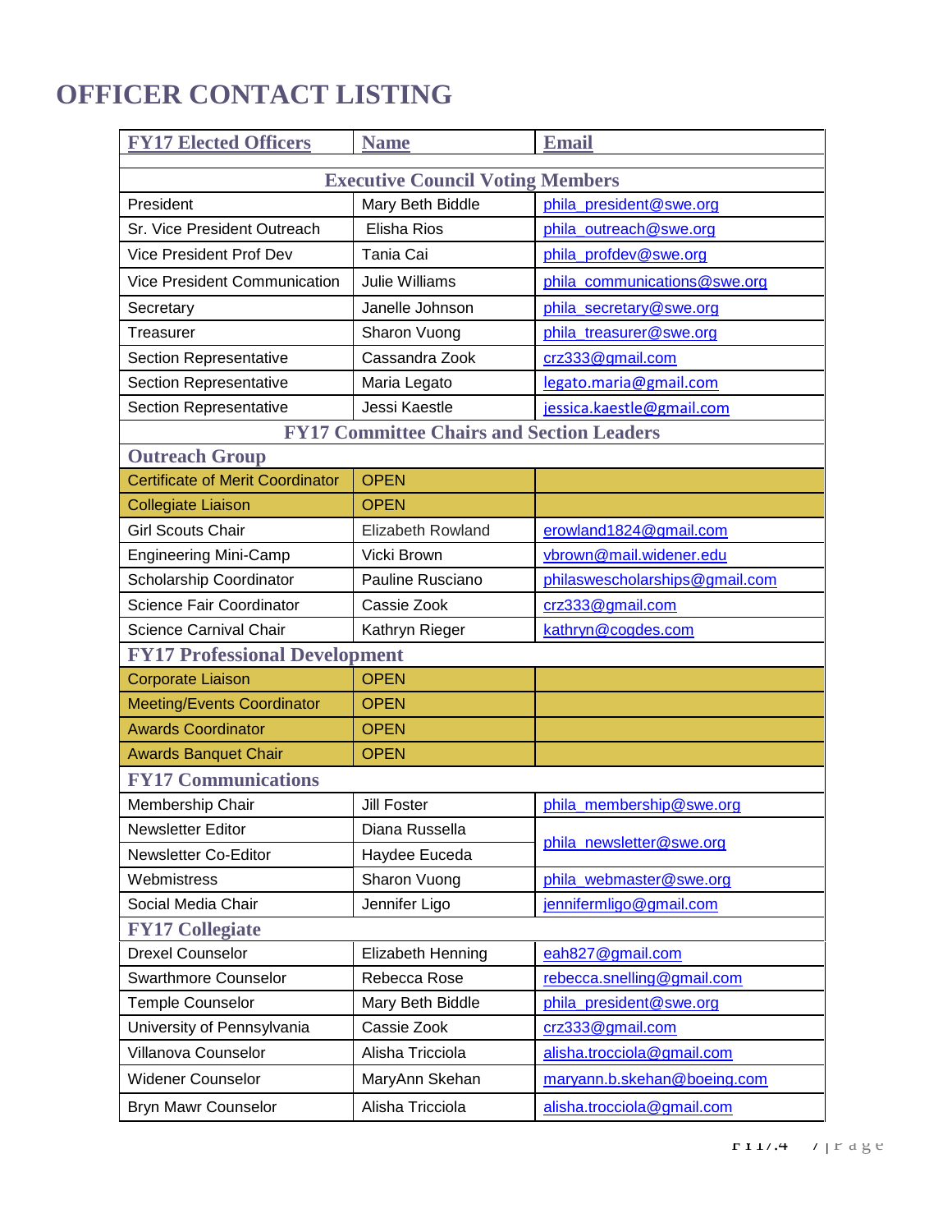# OFFICER CONTACT LISTING

| FY17 Elected Officers | Name | Email |
|---|---|---|
| **Executive Council Voting Members** | | |
| President | Mary Beth Biddle | phila_president@swe.org |
| Sr. Vice President Outreach | Elisha Rios | phila_outreach@swe.org |
| Vice President Prof Dev | Tania Cai | phila_profdev@swe.org |
| Vice President Communication | Julie Williams | phila_communications@swe.org |
| Secretary | Janelle Johnson | phila_secretary@swe.org |
| Treasurer | Sharon Vuong | phila_treasurer@swe.org |
| Section Representative | Cassandra Zook | crz333@gmail.com |
| Section Representative | Maria Legato | legato.maria@gmail.com |
| Section Representative | Jessi Kaestle | jessica.kaestle@gmail.com |
| **FY17 Committee Chairs and Section Leaders** | | |
| **Outreach Group** | | |
| Certificate of Merit Coordinator | OPEN | |
| Collegiate Liaison | OPEN | |
| Girl Scouts Chair | Elizabeth Rowland | erowland1824@gmail.com |
| Engineering Mini-Camp | Vicki Brown | vbrown@mail.widener.edu |
| Scholarship Coordinator | Pauline Rusciano | philaswescholarships@gmail.com |
| Science Fair Coordinator | Cassie Zook | crz333@gmail.com |
| Science Carnival Chair | Kathryn Rieger | kathryn@cogdes.com |
| **FY17 Professional Development** | | |
| Corporate Liaison | OPEN | |
| Meeting/Events Coordinator | OPEN | |
| Awards Coordinator | OPEN | |
| Awards Banquet Chair | OPEN | |
| **FY17 Communications** | | |
| Membership Chair | Jill Foster | phila_membership@swe.org |
| Newsletter Editor | Diana Russella | phila_newsletter@swe.org |
| Newsletter Co-Editor | Haydee Euceda | |
| Webmistress | Sharon Vuong | phila_webmaster@swe.org |
| Social Media Chair | Jennifer Ligo | jennifermligo@gmail.com |
| **FY17 Collegiate** | | |
| Drexel Counselor | Elizabeth Henning | eah827@gmail.com |
| Swarthmore Counselor | Rebecca Rose | rebecca.snelling@gmail.com |
| Temple Counselor | Mary Beth Biddle | phila_president@swe.org |
| University of Pennsylvania | Cassie Zook | crz333@gmail.com |
| Villanova Counselor | Alisha Tricciola | alisha.trocciola@gmail.com |
| Widener Counselor | MaryAnn Skehan | maryann.b.skehan@boeing.com |
| Bryn Mawr Counselor | Alisha Tricciola | alisha.trocciola@gmail.com |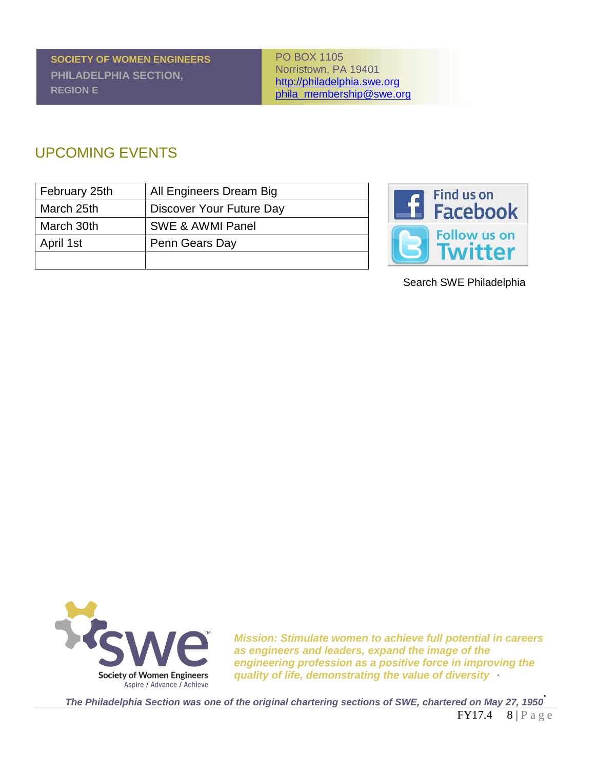**SOCIETY OF WOMEN ENGINEERS**
**PHILADELPHIA SECTION,**
**REGION E**

PO BOX 1105
Norristown, PA 19401
http://philadelphia.swe.org
phila_membership@swe.org

## UPCOMING EVENTS

| | |
|---|---|
| February 25th | All Engineers Dream Big |
| March 25th | Discover Your Future Day |
| March 30th | SWE & AWMI Panel |
| April 1st | Penn Gears Day |
| | |

Find us on Facebook
Follow us on Twitter

Search SWE Philadelphia

Society of Women Engineers
Aspire / Advance / Achieve

***Mission: Stimulate women to achieve full potential in careers as engineers and leaders, expand the image of the engineering profession as a positive force in improving the quality of life, demonstrating the value of diversity***

***The Philadelphia Section was one of the original chartering sections of SWE, chartered on May 27, 1950***

FY17.4